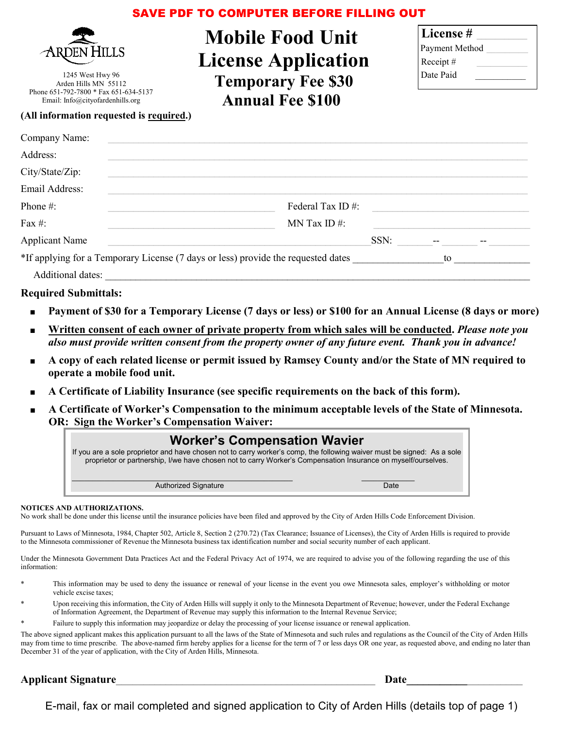**SAVE PDF TO COMPUTER BEFORE FILLING OUT**

ARDEN HILLS

1245 West Hwy 96
Arden Hills MN 55112
Phone 651-792-7800 * Fax 651-634-5137
Email: Info@cityofardenhills.org

# Mobile Food Unit License Application

## Temporary Fee $30
## Annual Fee $100

| **License #** | _________ |
|---|---|
| Payment Method | _________ |
| Receipt # | _________ |
| Date Paid | _________ |

**(All information requested is <u>required</u>.)**

Company Name: ______________________________________________

Address: ______________________________________________

City/State/Zip: ______________________________________________

Email Address: ______________________________________________

Phone #: ____________________ Federal Tax ID #: ____________________

Fax #: ____________________ MN Tax ID #: ____________________

Applicant Name ______________________________ SSN: ______-- ______ -- ______

*If applying for a Temporary License (7 days or less) provide the requested dates ______________ to ______________

Additional dates: ______________________________________________

**Required Submittals:**

- **Payment of $30 for a Temporary License (7 days or less) or $100 for an Annual License (8 days or more)**
- **<u>Written consent of each owner of private property from which sales will be conducted</u>.** ***Please note you also must provide written consent from the property owner of any future event. Thank you in advance!***
- **A copy of each related license or permit issued by Ramsey County and/or the State of MN required to operate a mobile food unit.**
- **A Certificate of Liability Insurance (see specific requirements on the back of this form).**
- **A Certificate of Worker's Compensation to the minimum acceptable levels of the State of Minnesota. OR: Sign the Worker's Compensation Waiver:**

> **Worker's Compensation Wavier**
>
> If you are a sole proprietor and have chosen not to carry worker's comp, the following waiver must be signed: As a sole proprietor or partnership, I/we have chosen not to carry Worker's Compensation Insurance on myself/ourselves.
>
> ______________________________ Authorized Signature ____________ Date

**NOTICES AND AUTHORIZATIONS.**

No work shall be done under this license until the insurance policies have been filed and approved by the City of Arden Hills Code Enforcement Division.

Pursuant to Laws of Minnesota, 1984, Chapter 502, Article 8, Section 2 (270.72) (Tax Clearance; Issuance of Licenses), the City of Arden Hills is required to provide to the Minnesota commissioner of Revenue the Minnesota business tax identification number and social security number of each applicant.

Under the Minnesota Government Data Practices Act and the Federal Privacy Act of 1974, we are required to advise you of the following regarding the use of this information:

* This information may be used to deny the issuance or renewal of your license in the event you owe Minnesota sales, employer's withholding or motor vehicle excise taxes;
* Upon receiving this information, the City of Arden Hills will supply it only to the Minnesota Department of Revenue; however, under the Federal Exchange of Information Agreement, the Department of Revenue may supply this information to the Internal Revenue Service;
* Failure to supply this information may jeopardize or delay the processing of your license issuance or renewal application.

The above signed applicant makes this application pursuant to all the laws of the State of Minnesota and such rules and regulations as the Council of the City of Arden Hills may from time to time prescribe. The above-named firm hereby applies for a license for the term of 7 or less days OR one year, as requested above, and ending no later than December 31 of the year of application, with the City of Arden Hills, Minnesota.

**Applicant Signature**______________________________ **Date**______________

E-mail, fax or mail completed and signed application to City of Arden Hills (details top of page 1)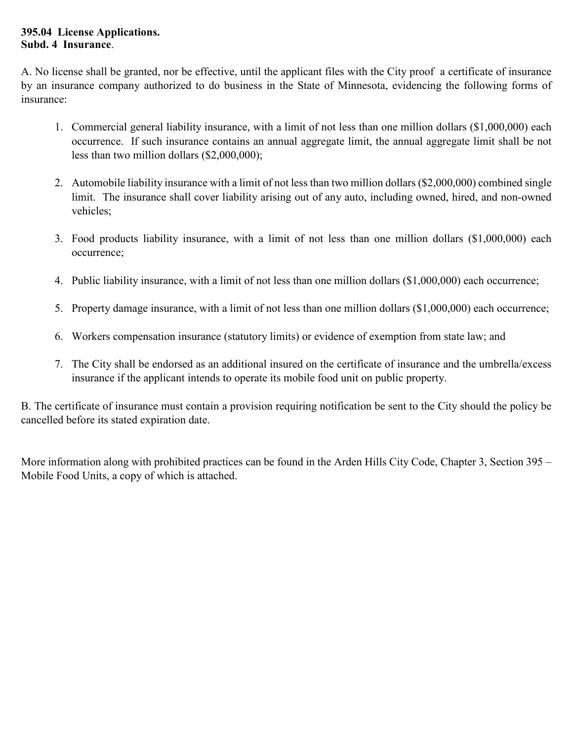**395.04 License Applications.**
**Subd. 4 Insurance**.

A. No license shall be granted, nor be effective, until the applicant files with the City proof a certificate of insurance by an insurance company authorized to do business in the State of Minnesota, evidencing the following forms of insurance:

1. Commercial general liability insurance, with a limit of not less than one million dollars ($1,000,000) each occurrence. If such insurance contains an annual aggregate limit, the annual aggregate limit shall be not less than two million dollars ($2,000,000);

2. Automobile liability insurance with a limit of not less than two million dollars ($2,000,000) combined single limit. The insurance shall cover liability arising out of any auto, including owned, hired, and non-owned vehicles;

3. Food products liability insurance, with a limit of not less than one million dollars ($1,000,000) each occurrence;

4. Public liability insurance, with a limit of not less than one million dollars ($1,000,000) each occurrence;

5. Property damage insurance, with a limit of not less than one million dollars ($1,000,000) each occurrence;

6. Workers compensation insurance (statutory limits) or evidence of exemption from state law; and

7. The City shall be endorsed as an additional insured on the certificate of insurance and the umbrella/excess insurance if the applicant intends to operate its mobile food unit on public property.

B. The certificate of insurance must contain a provision requiring notification be sent to the City should the policy be cancelled before its stated expiration date.

More information along with prohibited practices can be found in the Arden Hills City Code, Chapter 3, Section 395 – Mobile Food Units, a copy of which is attached.